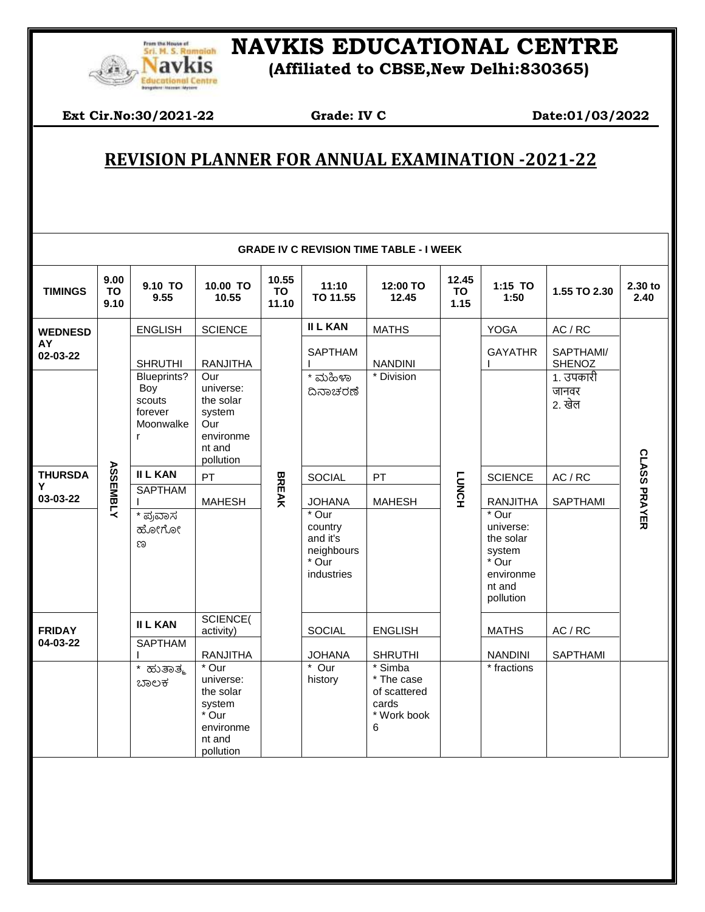# NAVKIS EDUCATIONAL CENTRE

**(Affiliated to CBSE,New Delhi:830365)**

**Ext Cir.No:30/2021-22** **Grade: IV C** **Date:01/03/2022**

## REVISION PLANNER FOR ANNUAL EXAMINATION -2021-22

**GRADE IV C REVISION TIME TABLE - I WEEK**

| TIMINGS | 9.00 TO 9.10 | 9.10 TO 9.55 | 10.00 TO 10.55 | 10.55 TO 11.10 | 11:10 TO 11.55 | 12:00 TO 12.45 | 12.45 TO 1.15 | 1:15 TO 1:50 | 1.55 TO 2.30 | 2.30 to 2.40 |
|---|---|---|---|---|---|---|---|---|---|---|
| WEDNESDAY 02-03-22 | ASSEMBLY | ENGLISH<br>SHRUTHI | SCIENCE<br>RANJITHA | BREAK | II L KAN<br>SAPTHAMI | MATHS<br>NANDINI | LUNCH | YOGA<br>GAYATHRI | AC / RC<br>SAPTHAMI/ SHENOZ | CLASS PRAYER |
| | | Blueprints? Boy scouts forever Moonwalker | Our universe: the solar system Our environment and pollution | | * ಮಹಿಳಾ ದಿನಾಚರಣೆ | * Division | | | 1. उपकारी जानवर<br>2. खेल | |
| THURSDAY 03-03-22 | | II L KAN<br>SAPTHAMI | PT<br>MAHESH | | SOCIAL<br>JOHANA | PT<br>MAHESH | | SCIENCE<br>RANJITHA | AC / RC<br>SAPTHAMI | |
| | | * ಪ್ರವಾಸ ಹೋಗೋಣ | | | * Our country and it's neighbours<br>* Our industries | | | * Our universe: the solar system<br>* Our environment and pollution | | |
| FRIDAY 04-03-22 | | II L KAN<br>SAPTHAMI | SCIENCE(activity)<br>RANJITHA | | SOCIAL<br>JOHANA | ENGLISH<br>SHRUTHI | | MATHS<br>NANDINI | AC / RC<br>SAPTHAMI | |
| | | * ಹುತಾತ್ಮ ಬಾಲಕ | * Our universe: the solar system<br>* Our environment and pollution | | * Our history | * Simba<br>* The case of scattered cards<br>* Work book 6 | | * fractions | | |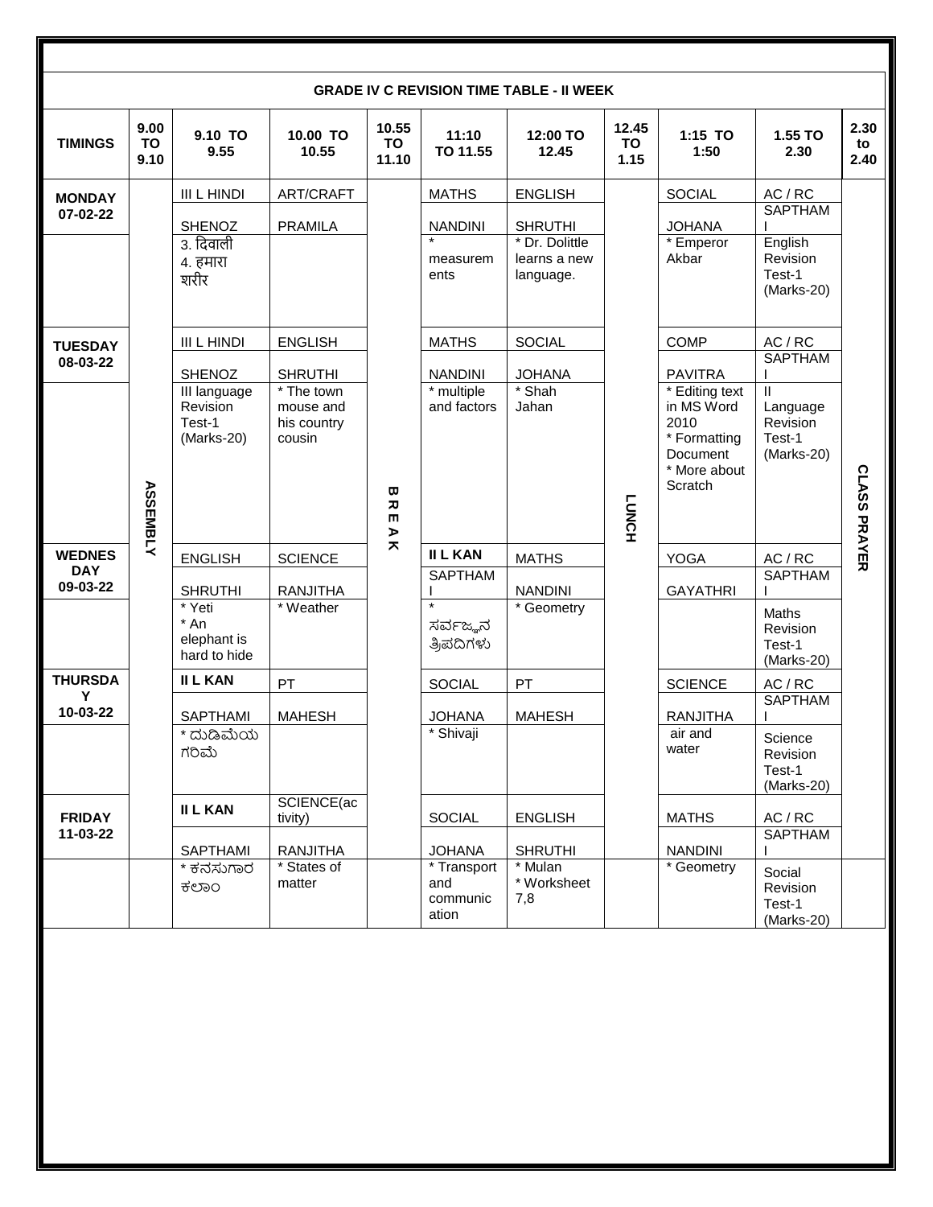**GRADE IV C REVISION TIME TABLE - II WEEK**

| TIMINGS | 9.00 TO 9.10 | 9.10 TO 9.55 | 10.00 TO 10.55 | 10.55 TO 11.10 | 11:10 TO 11.55 | 12:00 TO 12.45 | 12.45 TO 1.15 | 1:15 TO 1:50 | 1.55 TO 2.30 | 2.30 to 2.40 |
|---|---|---|---|---|---|---|---|---|---|---|
| **MONDAY 07-02-22** | ASSEMBLY | III L HINDI<br>SHENOZ | ART/CRAFT<br>PRAMILA | BREAK | MATHS<br>NANDINI | ENGLISH<br>SHRUTHI | LUNCH | SOCIAL<br>JOHANA | AC / RC<br>SAPTHAMI | CLASS PRAYER |
| | | 3. दिवाली<br>4. हमारा शरीर | | | * measurements | * Dr. Dolittle learns a new language. | | * Emperor Akbar | English Revision Test-1 (Marks-20) | |
| **TUESDAY 08-03-22** | | III L HINDI<br>SHENOZ | ENGLISH<br>SHRUTHI | | MATHS<br>NANDINI | SOCIAL<br>JOHANA | | COMP<br>PAVITRA | AC / RC<br>SAPTHAMI | |
| | | III language Revision Test-1 (Marks-20) | * The town mouse and his country cousin | | * multiple and factors | * Shah Jahan | | * Editing text in MS Word 2010<br>* Formatting Document<br>* More about Scratch | II Language Revision Test-1 (Marks-20) | |
| **WEDNESDAY 09-03-22** | | ENGLISH<br>SHRUTHI | SCIENCE<br>RANJITHA | | **II L KAN**<br>SAPTHAMI | MATHS<br>NANDINI | | YOGA<br>GAYATHRI | AC / RC<br>SAPTHAMI | |
| | | * Yeti<br>* An elephant is hard to hide | * Weather | | * ಸರ್ವಜ್ಞನ ತ್ರಿಪದಿಗಳು | * Geometry | | | Maths Revision Test-1 (Marks-20) | |
| **THURSDAY 10-03-22** | | **II L KAN**<br>SAPTHAMI | PT<br>MAHESH | | SOCIAL<br>JOHANA | PT<br>MAHESH | | SCIENCE<br>RANJITHA | AC / RC<br>SAPTHAMI | |
| | | * ದುಡಿಮೆಯ ಗರಿಮೆ | | | * Shivaji | | | air and water | Science Revision Test-1 (Marks-20) | |
| **FRIDAY 11-03-22** | | **II L KAN**<br>SAPTHAMI | SCIENCE(activity)<br>RANJITHA | | SOCIAL<br>JOHANA | ENGLISH<br>SHRUTHI | | MATHS<br>NANDINI | AC / RC<br>SAPTHAMI | |
| | | * ಕನಸುಗಾರ ಕಲಾಂ | * States of matter | | * Transport and communication | * Mulan<br>* Worksheet 7,8 | | * Geometry | Social Revision Test-1 (Marks-20) | |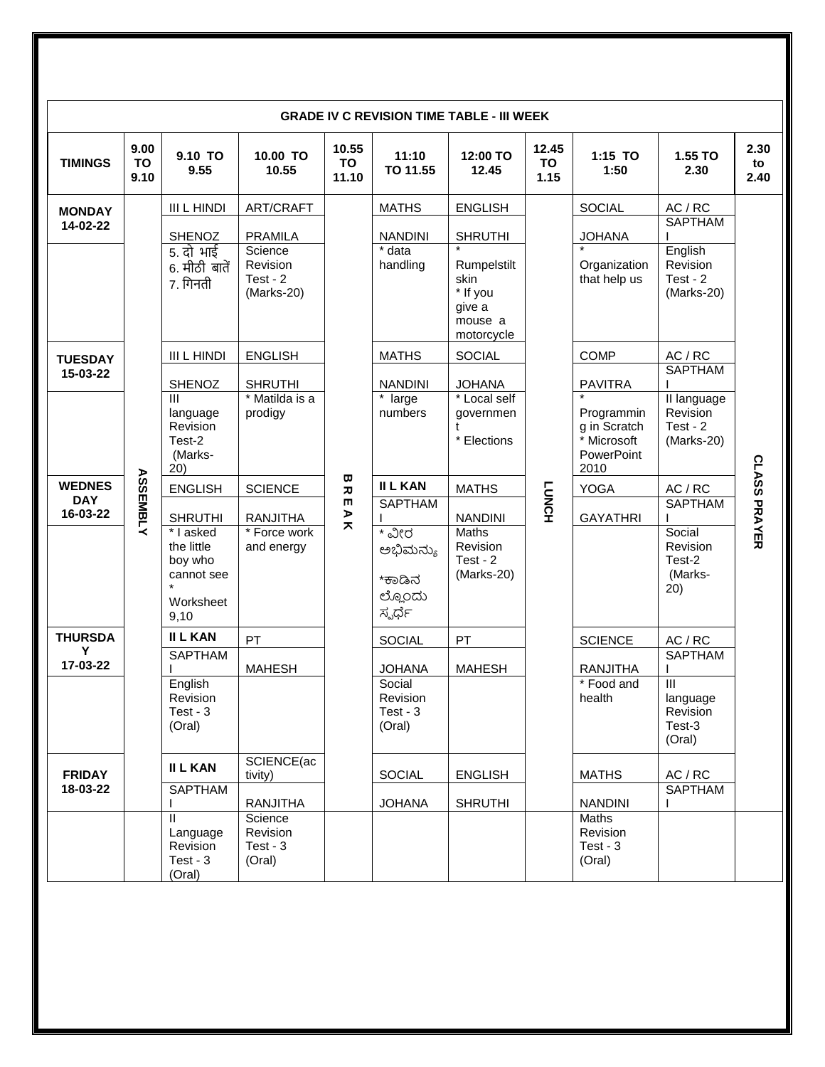| GRADE IV C REVISION TIME TABLE - III WEEK | | | | | | | | | | | |
|---|---|---|---|---|---|---|---|---|---|---|---|
| **TIMINGS** | **9.00 TO 9.10** | **9.10 TO 9.55** | **10.00 TO 10.55** | **10.55 TO 11.10** | **11:10 TO 11.55** | **12:00 TO 12.45** | **12.45 TO 1.15** | **1:15 TO 1:50** | **1.55 TO 2.30** | **2.30 to 2.40** |
| **MONDAY 14-02-22** | ASSEMBLY | III L HINDI SHENOZ | ART/CRAFT PRAMILA | BREAK | MATHS NANDINI | ENGLISH SHRUTHI | LUNCH | SOCIAL JOHANA | AC / RC SAPTHAMI | CLASS PRAYER |
| | | 5. दो भाई 6. मीठी बातें 7. गिनती | Science Revision Test - 2 (Marks-20) | | * data handling | * Rumpelstiltskin * If you give a mouse a motorcycle | | * Organization that help us | English Revision Test - 2 (Marks-20) | |
| **TUESDAY 15-03-22** | | III L HINDI SHENOZ | ENGLISH SHRUTHI | | MATHS NANDINI | SOCIAL JOHANA | | COMP PAVITRA | AC / RC SAPTHAMI | |
| | | III language Revision Test-2 (Marks-20) | * Matilda is a prodigy | | * large numbers | * Local self government * Elections | | * Programming in Scratch * Microsoft PowerPoint 2010 | II language Revision Test - 2 (Marks-20) | |
| **WEDNESDAY 16-03-22** | | ENGLISH SHRUTHI | SCIENCE RANJITHA | | **II L KAN** SAPTHAMI | MATHS NANDINI | | YOGA GAYATHRI | AC / RC SAPTHAMI | |
| | | * I asked the little boy who cannot see * Worksheet 9,10 | * Force work and energy | | * ವೀರ ಅಭಿಮನ್ಯು *ಕಾಡಿನ ಲ್ಲೊಂದು ಸ್ಪರ್ಧೆ | Maths Revision Test - 2 (Marks-20) | | | Social Revision Test-2 (Marks-20) | |
| **THURSDAY 17-03-22** | | **II L KAN** SAPTHAMI | PT MAHESH | | SOCIAL JOHANA | PT MAHESH | | SCIENCE RANJITHA | AC / RC SAPTHAMI | |
| | | English Revision Test - 3 (Oral) | | | Social Revision Test - 3 (Oral) | | | * Food and health | III language Revision Test-3 (Oral) | |
| **FRIDAY 18-03-22** | | **II L KAN** SAPTHAMI | SCIENCE(activity) RANJITHA | | SOCIAL JOHANA | ENGLISH SHRUTHI | | MATHS NANDINI | AC / RC SAPTHAMI | |
| | | II Language Revision Test - 3 (Oral) | Science Revision Test - 3 (Oral) | | | | | Maths Revision Test - 3 (Oral) | | |